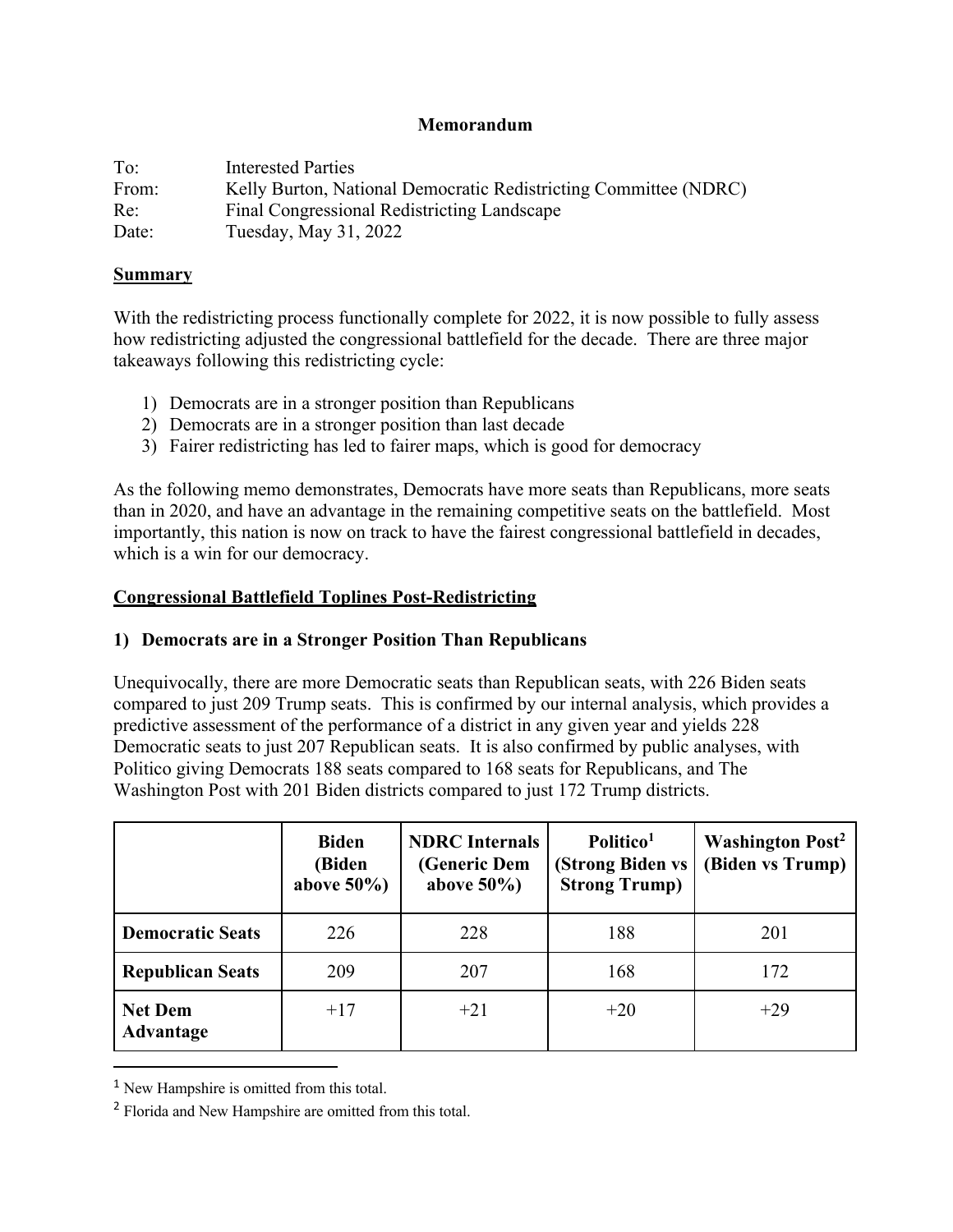**Memorandum**

To: Interested Parties
From: Kelly Burton, National Democratic Redistricting Committee (NDRC)
Re: Final Congressional Redistricting Landscape
Date: Tuesday, May 31, 2022

**Summary**

With the redistricting process functionally complete for 2022, it is now possible to fully assess how redistricting adjusted the congressional battlefield for the decade. There are three major takeaways following this redistricting cycle:

1) Democrats are in a stronger position than Republicans
2) Democrats are in a stronger position than last decade
3) Fairer redistricting has led to fairer maps, which is good for democracy

As the following memo demonstrates, Democrats have more seats than Republicans, more seats than in 2020, and have an advantage in the remaining competitive seats on the battlefield. Most importantly, this nation is now on track to have the fairest congressional battlefield in decades, which is a win for our democracy.

**Congressional Battlefield Toplines Post-Redistricting**

**1) Democrats are in a Stronger Position Than Republicans**

Unequivocally, there are more Democratic seats than Republican seats, with 226 Biden seats compared to just 209 Trump seats. This is confirmed by our internal analysis, which provides a predictive assessment of the performance of a district in any given year and yields 228 Democratic seats to just 207 Republican seats. It is also confirmed by public analyses, with Politico giving Democrats 188 seats compared to 168 seats for Republicans, and The Washington Post with 201 Biden districts compared to just 172 Trump districts.

| | Biden (Biden above 50%) | NDRC Internals (Generic Dem above 50%) | Politico[1] (Strong Biden vs Strong Trump) | Washington Post[2] (Biden vs Trump) |
|---|---|---|---|---|
| **Democratic Seats** | 226 | 228 | 188 | 201 |
| **Republican Seats** | 209 | 207 | 168 | 172 |
| **Net Dem Advantage** | +17 | +21 | +20 | +29 |

[1] New Hampshire is omitted from this total.

[2] Florida and New Hampshire are omitted from this total.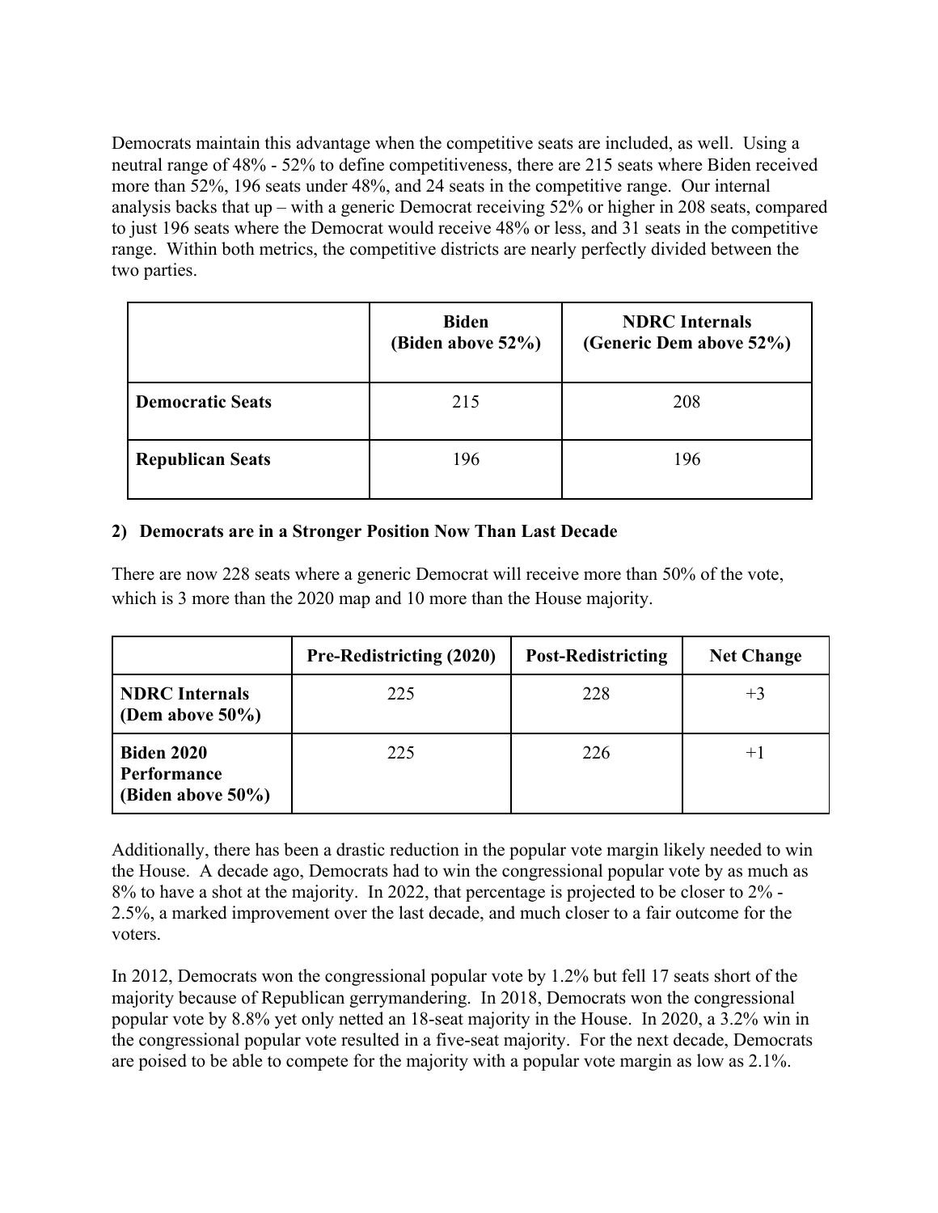Democrats maintain this advantage when the competitive seats are included, as well. Using a neutral range of 48% - 52% to define competitiveness, there are 215 seats where Biden received more than 52%, 196 seats under 48%, and 24 seats in the competitive range. Our internal analysis backs that up – with a generic Democrat receiving 52% or higher in 208 seats, compared to just 196 seats where the Democrat would receive 48% or less, and 31 seats in the competitive range. Within both metrics, the competitive districts are nearly perfectly divided between the two parties.

| | **Biden (Biden above 52%)** | **NDRC Internals (Generic Dem above 52%)** |
|---|---|---|
| **Democratic Seats** | 215 | 208 |
| **Republican Seats** | 196 | 196 |

**2) Democrats are in a Stronger Position Now Than Last Decade**

There are now 228 seats where a generic Democrat will receive more than 50% of the vote, which is 3 more than the 2020 map and 10 more than the House majority.

| | **Pre-Redistricting (2020)** | **Post-Redistricting** | **Net Change** |
|---|---|---|---|
| **NDRC Internals (Dem above 50%)** | 225 | 228 | +3 |
| **Biden 2020 Performance (Biden above 50%)** | 225 | 226 | +1 |

Additionally, there has been a drastic reduction in the popular vote margin likely needed to win the House. A decade ago, Democrats had to win the congressional popular vote by as much as 8% to have a shot at the majority. In 2022, that percentage is projected to be closer to 2% - 2.5%, a marked improvement over the last decade, and much closer to a fair outcome for the voters.

In 2012, Democrats won the congressional popular vote by 1.2% but fell 17 seats short of the majority because of Republican gerrymandering. In 2018, Democrats won the congressional popular vote by 8.8% yet only netted an 18-seat majority in the House. In 2020, a 3.2% win in the congressional popular vote resulted in a five-seat majority. For the next decade, Democrats are poised to be able to compete for the majority with a popular vote margin as low as 2.1%.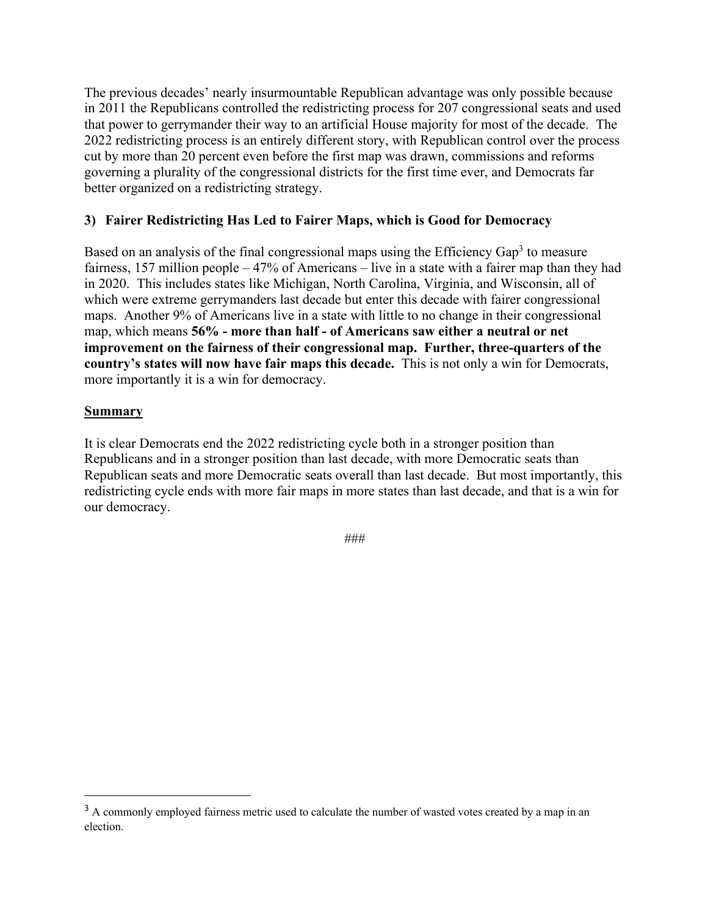The previous decades' nearly insurmountable Republican advantage was only possible because in 2011 the Republicans controlled the redistricting process for 207 congressional seats and used that power to gerrymander their way to an artificial House majority for most of the decade. The 2022 redistricting process is an entirely different story, with Republican control over the process cut by more than 20 percent even before the first map was drawn, commissions and reforms governing a plurality of the congressional districts for the first time ever, and Democrats far better organized on a redistricting strategy.

### 3) Fairer Redistricting Has Led to Fairer Maps, which is Good for Democracy

Based on an analysis of the final congressional maps using the Efficiency Gap[3] to measure fairness, 157 million people – 47% of Americans – live in a state with a fairer map than they had in 2020. This includes states like Michigan, North Carolina, Virginia, and Wisconsin, all of which were extreme gerrymanders last decade but enter this decade with fairer congressional maps. Another 9% of Americans live in a state with little to no change in their congressional map, which means **56% - more than half - of Americans saw either a neutral or net improvement on the fairness of their congressional map. Further, three-quarters of the country's states will now have fair maps this decade.** This is not only a win for Democrats, more importantly it is a win for democracy.

## Summary

It is clear Democrats end the 2022 redistricting cycle both in a stronger position than Republicans and in a stronger position than last decade, with more Democratic seats than Republican seats and more Democratic seats overall than last decade. But most importantly, this redistricting cycle ends with more fair maps in more states than last decade, and that is a win for our democracy.

###

---

[3] A commonly employed fairness metric used to calculate the number of wasted votes created by a map in an election.